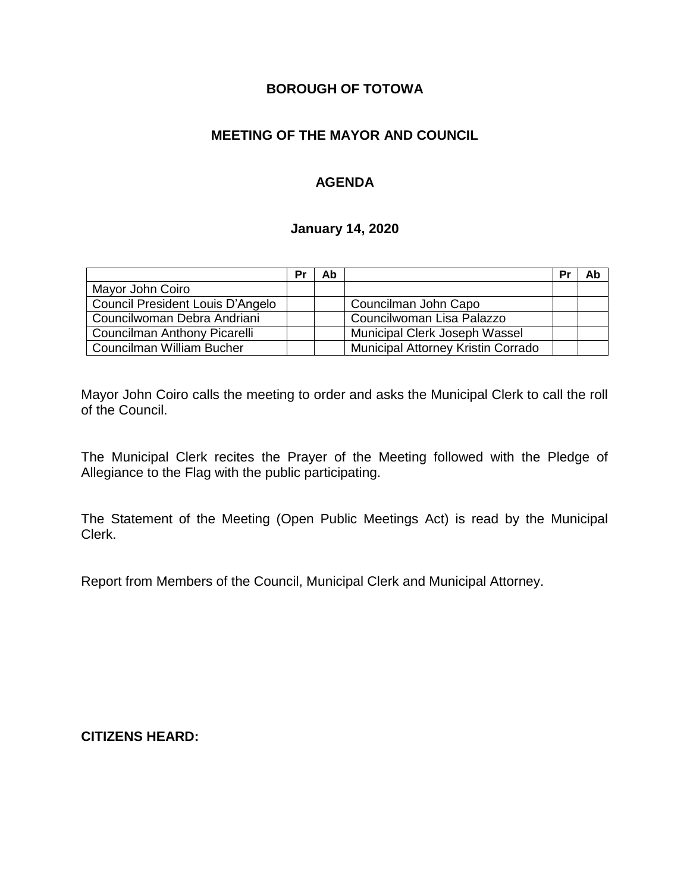# BOROUGH OF TOTOWA

## MEETING OF THE MAYOR AND COUNCIL

## AGENDA

### January 14, 2020

| | Pr | Ab | | Pr | Ab |
|---|---|---|---|---|---|
| Mayor John Coiro | | | | | |
| Council President Louis D'Angelo | | | Councilman John Capo | | |
| Councilwoman Debra Andriani | | | Councilwoman Lisa Palazzo | | |
| Councilman Anthony Picarelli | | | Municipal Clerk Joseph Wassel | | |
| Councilman William Bucher | | | Municipal Attorney Kristin Corrado | | |

Mayor John Coiro calls the meeting to order and asks the Municipal Clerk to call the roll of the Council.

The Municipal Clerk recites the Prayer of the Meeting followed with the Pledge of Allegiance to the Flag with the public participating.

The Statement of the Meeting (Open Public Meetings Act) is read by the Municipal Clerk.

Report from Members of the Council, Municipal Clerk and Municipal Attorney.

**CITIZENS HEARD:**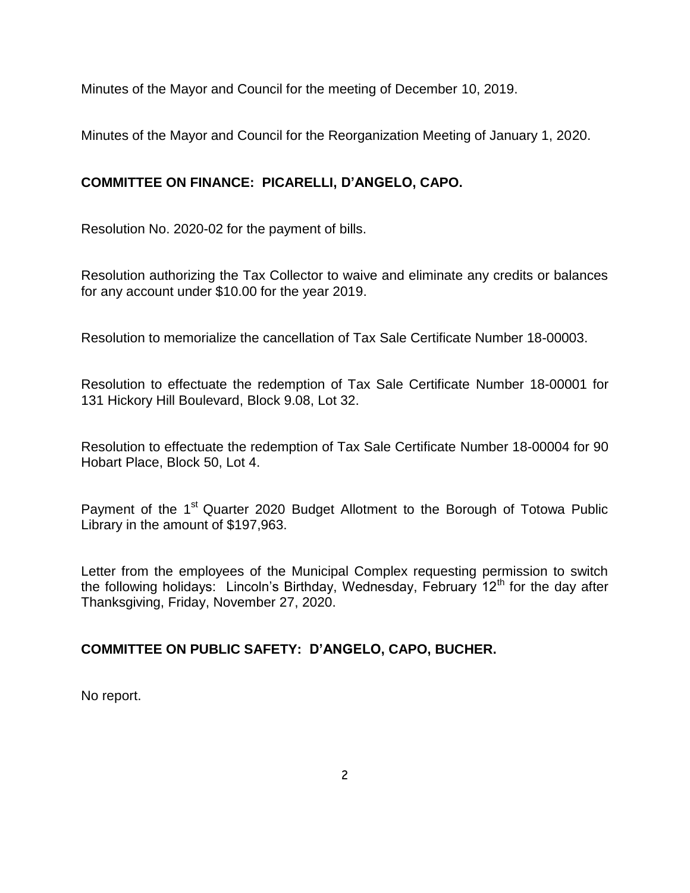Minutes of the Mayor and Council for the meeting of December 10, 2019.

Minutes of the Mayor and Council for the Reorganization Meeting of January 1, 2020.

**COMMITTEE ON FINANCE: PICARELLI, D'ANGELO, CAPO.**

Resolution No. 2020-02 for the payment of bills.

Resolution authorizing the Tax Collector to waive and eliminate any credits or balances for any account under $10.00 for the year 2019.

Resolution to memorialize the cancellation of Tax Sale Certificate Number 18-00003.

Resolution to effectuate the redemption of Tax Sale Certificate Number 18-00001 for 131 Hickory Hill Boulevard, Block 9.08, Lot 32.

Resolution to effectuate the redemption of Tax Sale Certificate Number 18-00004 for 90 Hobart Place, Block 50, Lot 4.

Payment of the 1st Quarter 2020 Budget Allotment to the Borough of Totowa Public Library in the amount of $197,963.

Letter from the employees of the Municipal Complex requesting permission to switch the following holidays: Lincoln's Birthday, Wednesday, February 12th for the day after Thanksgiving, Friday, November 27, 2020.

**COMMITTEE ON PUBLIC SAFETY: D'ANGELO, CAPO, BUCHER.**

No report.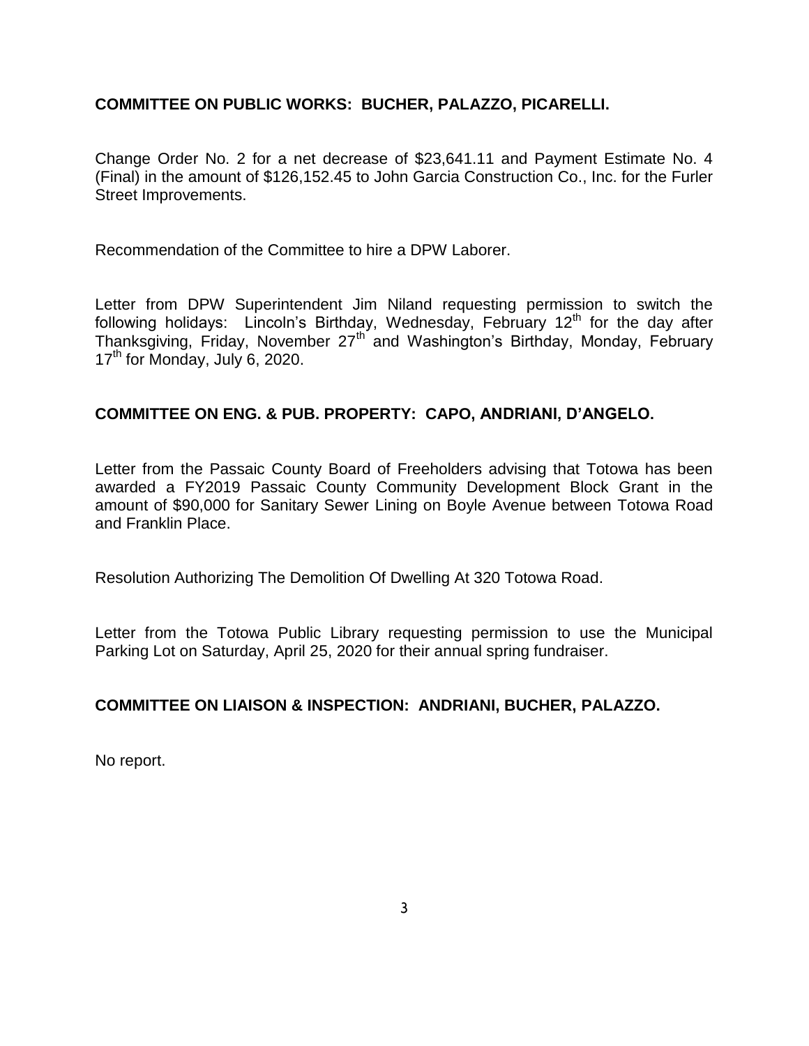**COMMITTEE ON PUBLIC WORKS: BUCHER, PALAZZO, PICARELLI.**

Change Order No. 2 for a net decrease of $23,641.11 and Payment Estimate No. 4 (Final) in the amount of $126,152.45 to John Garcia Construction Co., Inc. for the Furler Street Improvements.

Recommendation of the Committee to hire a DPW Laborer.

Letter from DPW Superintendent Jim Niland requesting permission to switch the following holidays: Lincoln's Birthday, Wednesday, February 12th for the day after Thanksgiving, Friday, November 27th and Washington's Birthday, Monday, February 17th for Monday, July 6, 2020.

**COMMITTEE ON ENG. & PUB. PROPERTY: CAPO, ANDRIANI, D'ANGELO.**

Letter from the Passaic County Board of Freeholders advising that Totowa has been awarded a FY2019 Passaic County Community Development Block Grant in the amount of $90,000 for Sanitary Sewer Lining on Boyle Avenue between Totowa Road and Franklin Place.

Resolution Authorizing The Demolition Of Dwelling At 320 Totowa Road.

Letter from the Totowa Public Library requesting permission to use the Municipal Parking Lot on Saturday, April 25, 2020 for their annual spring fundraiser.

**COMMITTEE ON LIAISON & INSPECTION: ANDRIANI, BUCHER, PALAZZO.**

No report.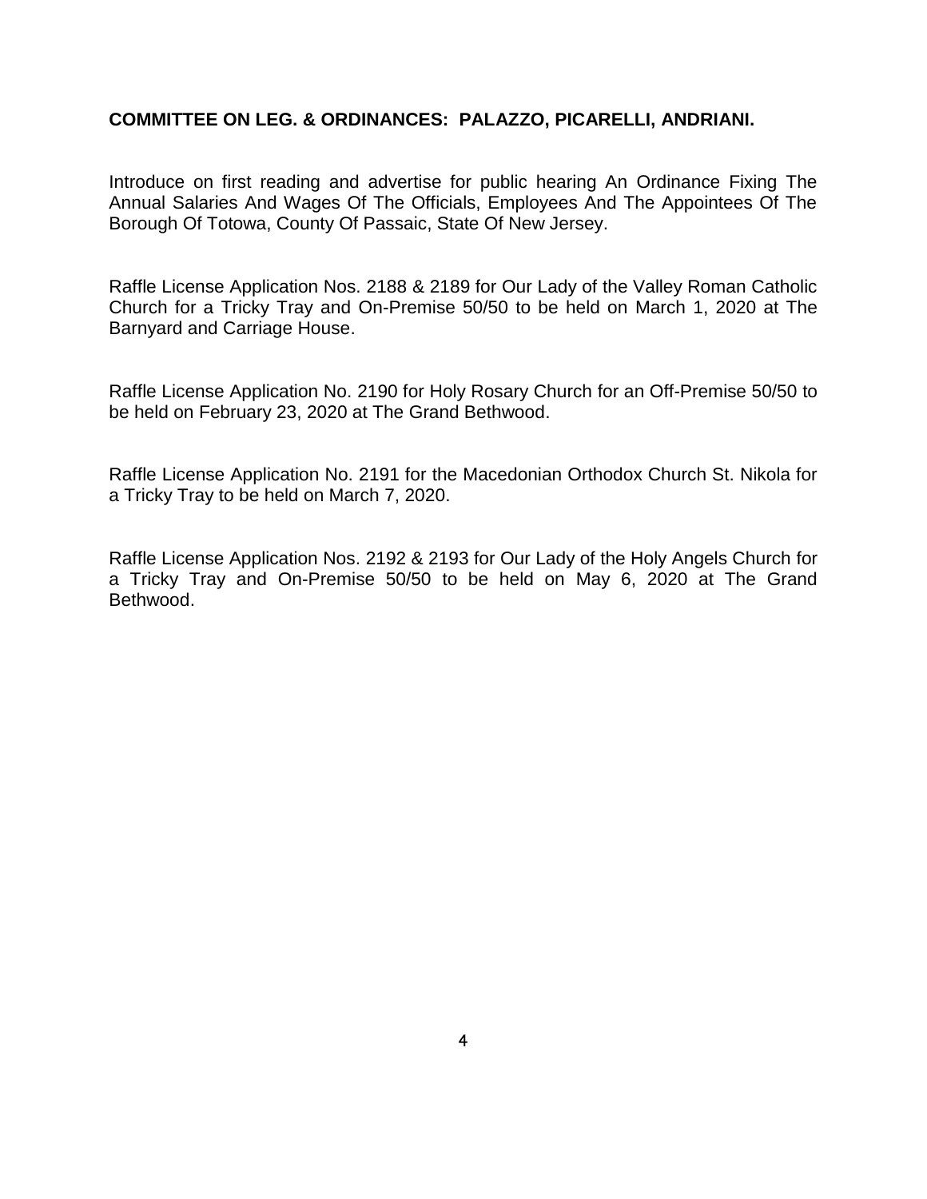**COMMITTEE ON LEG. & ORDINANCES: PALAZZO, PICARELLI, ANDRIANI.**

Introduce on first reading and advertise for public hearing An Ordinance Fixing The Annual Salaries And Wages Of The Officials, Employees And The Appointees Of The Borough Of Totowa, County Of Passaic, State Of New Jersey.

Raffle License Application Nos. 2188 & 2189 for Our Lady of the Valley Roman Catholic Church for a Tricky Tray and On-Premise 50/50 to be held on March 1, 2020 at The Barnyard and Carriage House.

Raffle License Application No. 2190 for Holy Rosary Church for an Off-Premise 50/50 to be held on February 23, 2020 at The Grand Bethwood.

Raffle License Application No. 2191 for the Macedonian Orthodox Church St. Nikola for a Tricky Tray to be held on March 7, 2020.

Raffle License Application Nos. 2192 & 2193 for Our Lady of the Holy Angels Church for a Tricky Tray and On-Premise 50/50 to be held on May 6, 2020 at The Grand Bethwood.